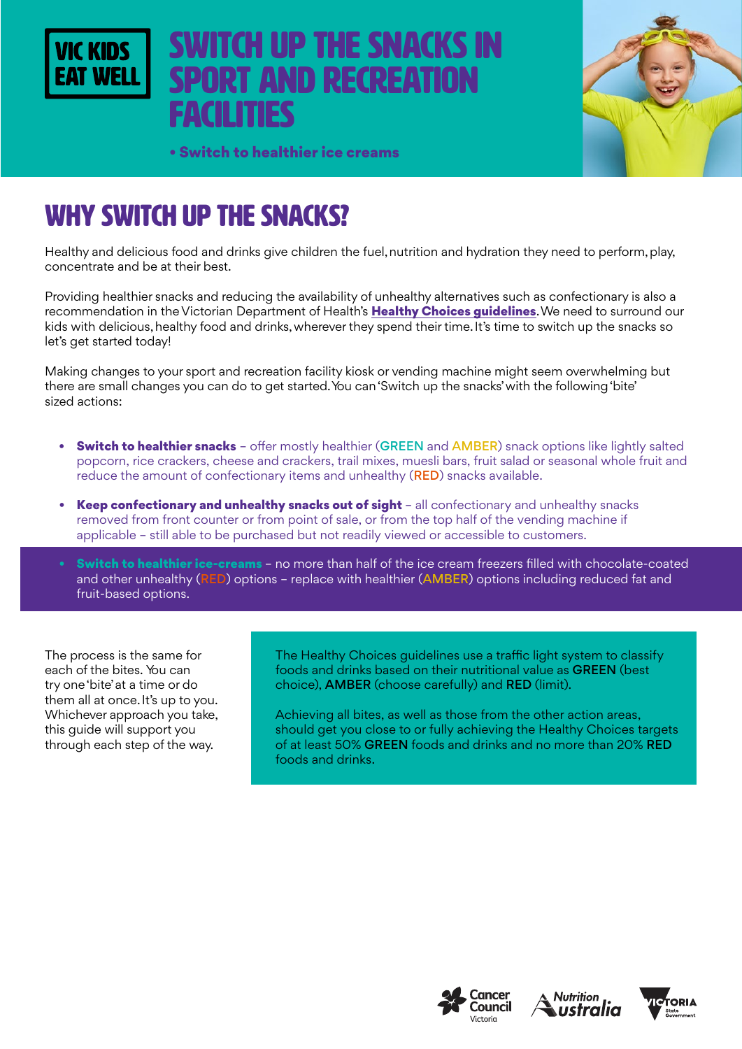VIC KIDS EAT WELL

# SWITCH UP THE SNACKS IN SPORT AND RECREATION FACILITIES

**• Switch to healthier ice creams**

## WHY SWITCH UP THE SNACKS?

Healthy and delicious food and drinks give children the fuel, nutrition and hydration they need to perform, play, concentrate and be at their best.

Providing healthier snacks and reducing the availability of unhealthy alternatives such as confectionary is also a recommendation in the Victorian Department of Health's **Healthy Choices guidelines**. We need to surround our kids with delicious, healthy food and drinks, wherever they spend their time. It's time to switch up the snacks so let's get started today!

Making changes to your sport and recreation facility kiosk or vending machine might seem overwhelming but there are small changes you can do to get started. You can 'Switch up the snacks' with the following 'bite' sized actions:

- **Switch to healthier snacks** – offer mostly healthier (GREEN and AMBER) snack options like lightly salted popcorn, rice crackers, cheese and crackers, trail mixes, muesli bars, fruit salad or seasonal whole fruit and reduce the amount of confectionary items and unhealthy (RED) snacks available.
- **Keep confectionary and unhealthy snacks out of sight** – all confectionary and unhealthy snacks removed from front counter or from point of sale, or from the top half of the vending machine if applicable – still able to be purchased but not readily viewed or accessible to customers.
- **Switch to healthier ice-creams** – no more than half of the ice cream freezers filled with chocolate-coated and other unhealthy (RED) options – replace with healthier (AMBER) options including reduced fat and fruit-based options.

The process is the same for each of the bites. You can try one 'bite' at a time or do them all at once. It's up to you. Whichever approach you take, this guide will support you through each step of the way.

The Healthy Choices guidelines use a traffic light system to classify foods and drinks based on their nutritional value as **GREEN** (best choice), **AMBER** (choose carefully) and **RED** (limit).

Achieving all bites, as well as those from the other action areas, should get you close to or fully achieving the Healthy Choices targets of at least 50% **GREEN** foods and drinks and no more than 20% **RED** foods and drinks.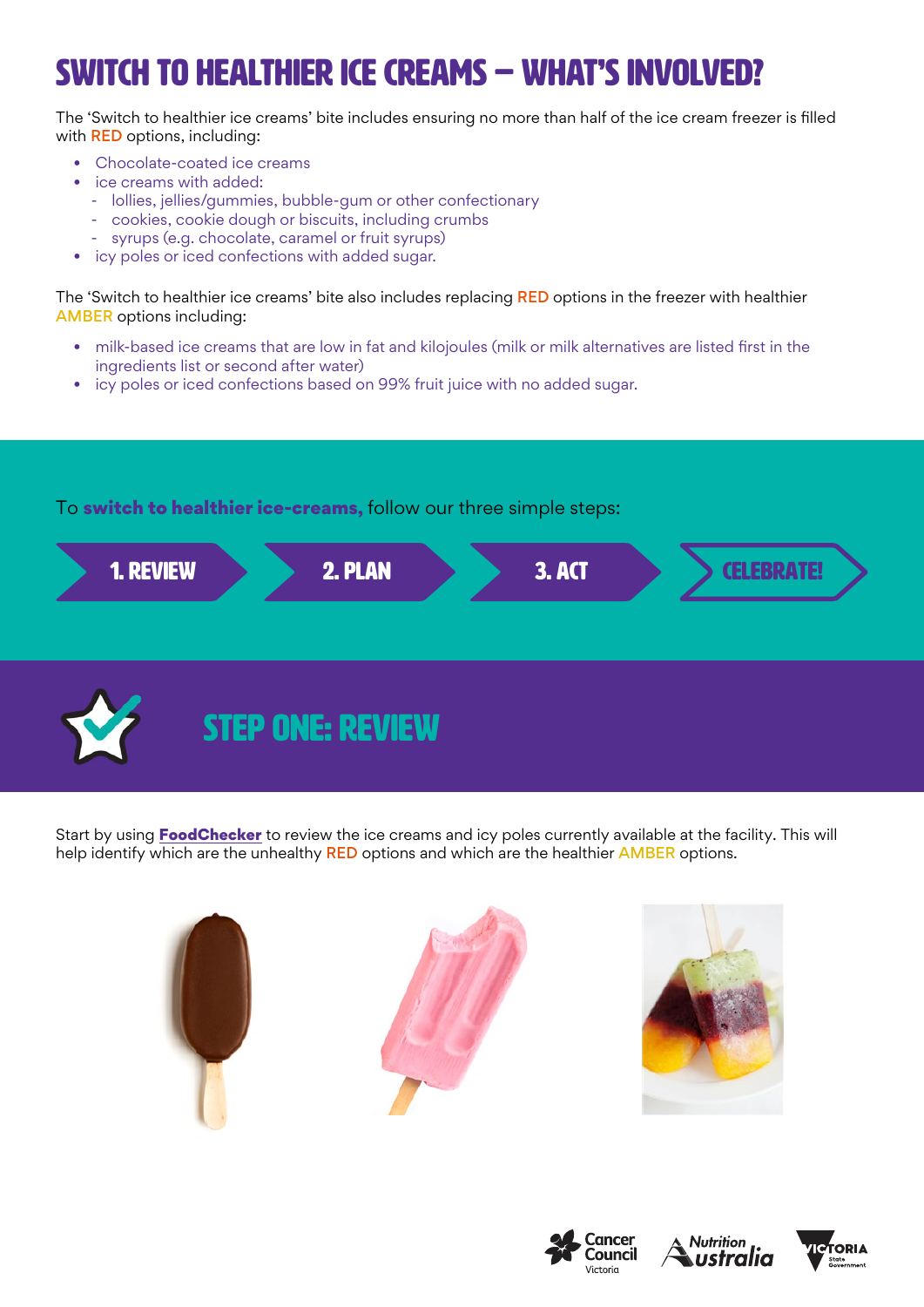# SWITCH TO HEALTHIER ICE CREAMS – WHAT'S INVOLVED?

The 'Switch to healthier ice creams' bite includes ensuring no more than half of the ice cream freezer is filled with RED options, including:

- Chocolate-coated ice creams
- ice creams with added:
  - lollies, jellies/gummies, bubble-gum or other confectionary
  - cookies, cookie dough or biscuits, including crumbs
  - syrups (e.g. chocolate, caramel or fruit syrups)
- icy poles or iced confections with added sugar.

The 'Switch to healthier ice creams' bite also includes replacing RED options in the freezer with healthier AMBER options including:

- milk-based ice creams that are low in fat and kilojoules (milk or milk alternatives are listed first in the ingredients list or second after water)
- icy poles or iced confections based on 99% fruit juice with no added sugar.

To **switch to healthier ice-creams,** follow our three simple steps:

1. REVIEW
2. PLAN
3. ACT

CELEBRATE!

## STEP ONE: REVIEW

Start by using **FoodChecker** to review the ice creams and icy poles currently available at the facility. This will help identify which are the unhealthy RED options and which are the healthier AMBER options.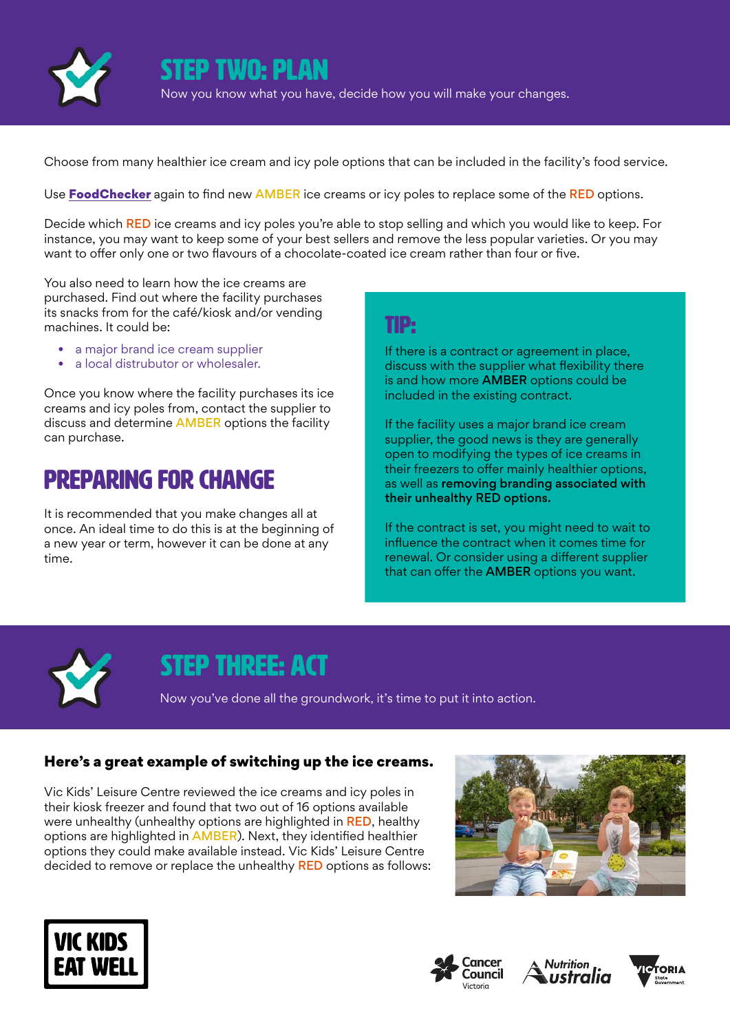# STEP TWO: PLAN

Now you know what you have, decide how you will make your changes.

Choose from many healthier ice cream and icy pole options that can be included in the facility's food service.

Use **FoodChecker** again to find new AMBER ice creams or icy poles to replace some of the RED options.

Decide which RED ice creams and icy poles you're able to stop selling and which you would like to keep. For instance, you may want to keep some of your best sellers and remove the less popular varieties. Or you may want to offer only one or two flavours of a chocolate-coated ice cream rather than four or five.

You also need to learn how the ice creams are purchased. Find out where the facility purchases its snacks from for the café/kiosk and/or vending machines. It could be:

- a major brand ice cream supplier
- a local distrubutor or wholesaler.

Once you know where the facility purchases its ice creams and icy poles from, contact the supplier to discuss and determine AMBER options the facility can purchase.

## PREPARING FOR CHANGE

It is recommended that you make changes all at once. An ideal time to do this is at the beginning of a new year or term, however it can be done at any time.

### TIP:

If there is a contract or agreement in place, discuss with the supplier what flexibility there is and how more **AMBER** options could be included in the existing contract.

If the facility uses a major brand ice cream supplier, the good news is they are generally open to modifying the types of ice creams in their freezers to offer mainly healthier options, as well as **removing branding associated with their unhealthy RED options.**

If the contract is set, you might need to wait to influence the contract when it comes time for renewal. Or consider using a different supplier that can offer the **AMBER** options you want.

# STEP THREE: ACT

Now you've done all the groundwork, it's time to put it into action.

**Here's a great example of switching up the ice creams.**

Vic Kids' Leisure Centre reviewed the ice creams and icy poles in their kiosk freezer and found that two out of 16 options available were unhealthy (unhealthy options are highlighted in RED, healthy options are highlighted in AMBER). Next, they identified healthier options they could make available instead. Vic Kids' Leisure Centre decided to remove or replace the unhealthy RED options as follows: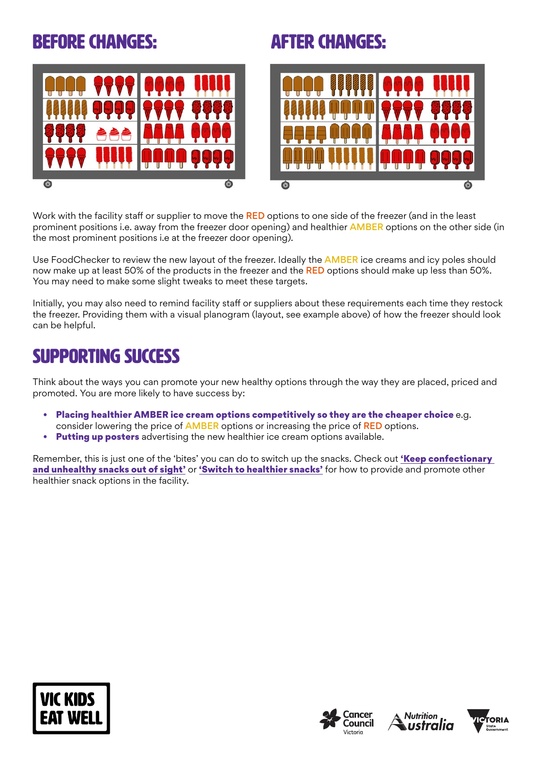## BEFORE CHANGES:

## AFTER CHANGES:

Work with the facility staff or supplier to move the RED options to one side of the freezer (and in the least prominent positions i.e. away from the freezer door opening) and healthier AMBER options on the other side (in the most prominent positions i.e at the freezer door opening).

Use FoodChecker to review the new layout of the freezer. Ideally the AMBER ice creams and icy poles should now make up at least 50% of the products in the freezer and the RED options should make up less than 50%. You may need to make some slight tweaks to meet these targets.

Initially, you may also need to remind facility staff or suppliers about these requirements each time they restock the freezer. Providing them with a visual planogram (layout, see example above) of how the freezer should look can be helpful.

## SUPPORTING SUCCESS

Think about the ways you can promote your new healthy options through the way they are placed, priced and promoted. You are more likely to have success by:

- **Placing healthier AMBER ice cream options competitively so they are the cheaper choice** e.g. consider lowering the price of AMBER options or increasing the price of RED options.
- **Putting up posters** advertising the new healthier ice cream options available.

Remember, this is just one of the 'bites' you can do to switch up the snacks. Check out **'Keep confectionary and unhealthy snacks out of sight'** or **'Switch to healthier snacks'** for how to provide and promote other healthier snack options in the facility.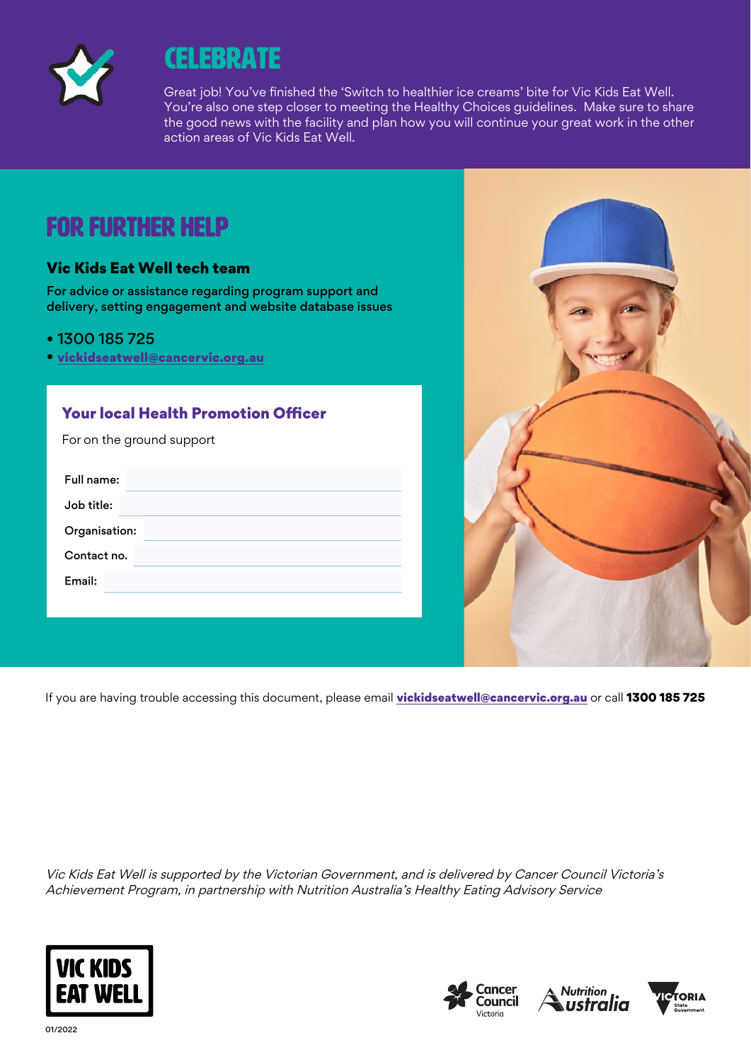# CELEBRATE

Great job! You've finished the 'Switch to healthier ice creams' bite for Vic Kids Eat Well. You're also one step closer to meeting the Healthy Choices guidelines. Make sure to share the good news with the facility and plan how you will continue your great work in the other action areas of Vic Kids Eat Well.

# FOR FURTHER HELP

### Vic Kids Eat Well tech team

For advice or assistance regarding program support and delivery, setting engagement and website database issues

- 1300 185 725
- **vickidseatwell@cancervic.org.au**

### Your local Health Promotion Officer

For on the ground support

Full name:

Job title:

Organisation:

Contact no.

Email:

If you are having trouble accessing this document, please email **vickidseatwell@cancervic.org.au** or call **1300 185 725**

*Vic Kids Eat Well is supported by the Victorian Government, and is delivered by Cancer Council Victoria's Achievement Program, in partnership with Nutrition Australia's Healthy Eating Advisory Service*

01/2022